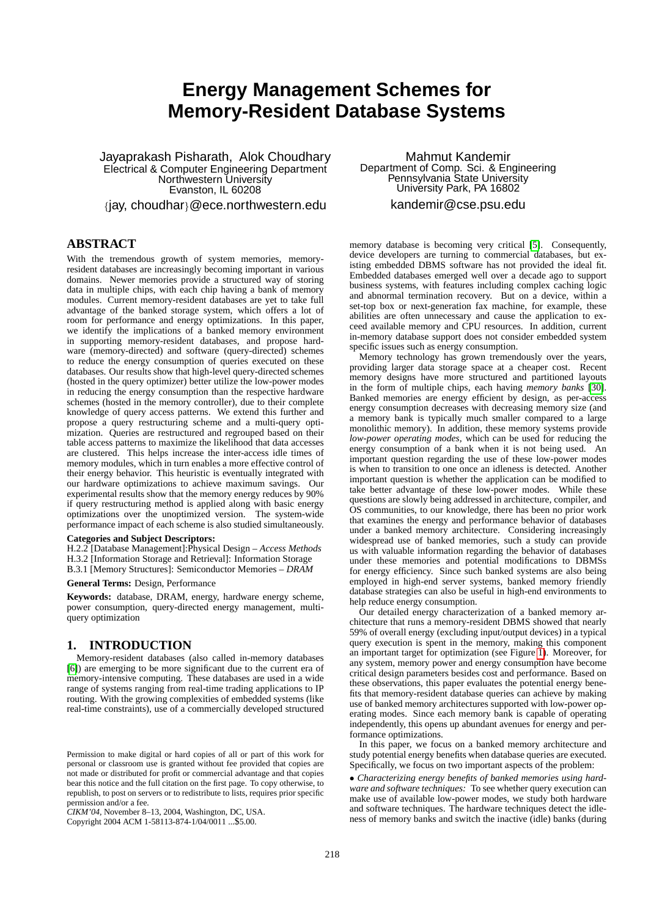# Energy Management Schemes for Memory-Resident Database Systems

Jayaprakash Pisharath, Alok Choudhary
Electrical & Computer Engineering Department
Northwestern University
Evanston, IL 60208
{jay, choudhar}@ece.northwestern.edu

Mahmut Kandemir
Department of Comp. Sci. & Engineering
Pennsylvania State University
University Park, PA 16802
kandemir@cse.psu.edu

## ABSTRACT

With the tremendous growth of system memories, memory-resident databases are increasingly becoming important in various domains. Newer memories provide a structured way of storing data in multiple chips, with each chip having a bank of memory modules. Current memory-resident databases are yet to take full advantage of the banked storage system, which offers a lot of room for performance and energy optimizations. In this paper, we identify the implications of a banked memory environment in supporting memory-resident databases, and propose hardware (memory-directed) and software (query-directed) schemes to reduce the energy consumption of queries executed on these databases. Our results show that high-level query-directed schemes (hosted in the query optimizer) better utilize the low-power modes in reducing the energy consumption than the respective hardware schemes (hosted in the memory controller), due to their complete knowledge of query access patterns. We extend this further and propose a query restructuring scheme and a multi-query optimization. Queries are restructured and regrouped based on their table access patterns to maximize the likelihood that data accesses are clustered. This helps increase the inter-access idle times of memory modules, which in turn enables a more effective control of their energy behavior. This heuristic is eventually integrated with our hardware optimizations to achieve maximum savings. Our experimental results show that the memory energy reduces by 90% if query restructuring method is applied along with basic energy optimizations over the unoptimized version. The system-wide performance impact of each scheme is also studied simultaneously.

**Categories and Subject Descriptors:**
H.2.2 [Database Management]:Physical Design – *Access Methods*
H.3.2 [Information Storage and Retrieval]: Information Storage
B.3.1 [Memory Structures]: Semiconductor Memories – *DRAM*

**General Terms:** Design, Performance

**Keywords:** database, DRAM, energy, hardware energy scheme, power consumption, query-directed energy management, multi-query optimization

## 1. INTRODUCTION

Memory-resident databases (also called in-memory databases [6]) are emerging to be more significant due to the current era of memory-intensive computing. These databases are used in a wide range of systems ranging from real-time trading applications to IP routing. With the growing complexities of embedded systems (like real-time constraints), use of a commercially developed structured memory database is becoming very critical [5]. Consequently, device developers are turning to commercial databases, but existing embedded DBMS software has not provided the ideal fit. Embedded databases emerged well over a decade ago to support business systems, with features including complex caching logic and abnormal termination recovery. But on a device, within a set-top box or next-generation fax machine, for example, these abilities are often unnecessary and cause the application to exceed available memory and CPU resources. In addition, current in-memory database support does not consider embedded system specific issues such as energy consumption.

Memory technology has grown tremendously over the years, providing larger data storage space at a cheaper cost. Recent memory designs have more structured and partitioned layouts in the form of multiple chips, each having *memory banks* [30]. Banked memories are energy efficient by design, as per-access energy consumption decreases with decreasing memory size (and a memory bank is typically much smaller compared to a large monolithic memory). In addition, these memory systems provide *low-power operating modes*, which can be used for reducing the energy consumption of a bank when it is not being used. An important question regarding the use of these low-power modes is when to transition to one once an idleness is detected. Another important question is whether the application can be modified to take better advantage of these low-power modes. While these questions are slowly being addressed in architecture, compiler, and OS communities, to our knowledge, there has been no prior work that examines the energy and performance behavior of databases under a banked memory architecture. Considering increasingly widespread use of banked memories, such a study can provide us with valuable information regarding the behavior of databases under these memories and potential modifications to DBMSs for energy efficiency. Since such banked systems are also being employed in high-end server systems, banked memory friendly database strategies can also be useful in high-end environments to help reduce energy consumption.

Our detailed energy characterization of a banked memory architecture that runs a memory-resident DBMS showed that nearly 59% of overall energy (excluding input/output devices) in a typical query execution is spent in the memory, making this component an important target for optimization (see Figure 1). Moreover, for any system, memory power and energy consumption have become critical design parameters besides cost and performance. Based on these observations, this paper evaluates the potential energy benefits that memory-resident database queries can achieve by making use of banked memory architectures supported with low-power operating modes. Since each memory bank is capable of operating independently, this opens up abundant avenues for energy and performance optimizations.

In this paper, we focus on a banked memory architecture and study potential energy benefits when database queries are executed. Specifically, we focus on two important aspects of the problem:

• *Characterizing energy benefits of banked memories using hardware and software techniques:* To see whether query execution can make use of available low-power modes, we study both hardware and software techniques. The hardware techniques detect the idleness of memory banks and switch the inactive (idle) banks (during

Permission to make digital or hard copies of all or part of this work for personal or classroom use is granted without fee provided that copies are not made or distributed for profit or commercial advantage and that copies bear this notice and the full citation on the first page. To copy otherwise, to republish, to post on servers or to redistribute to lists, requires prior specific permission and/or a fee.
*CIKM'04*, November 8–13, 2004, Washington, DC, USA.
Copyright 2004 ACM 1-58113-874-1/04/0011 ...$5.00.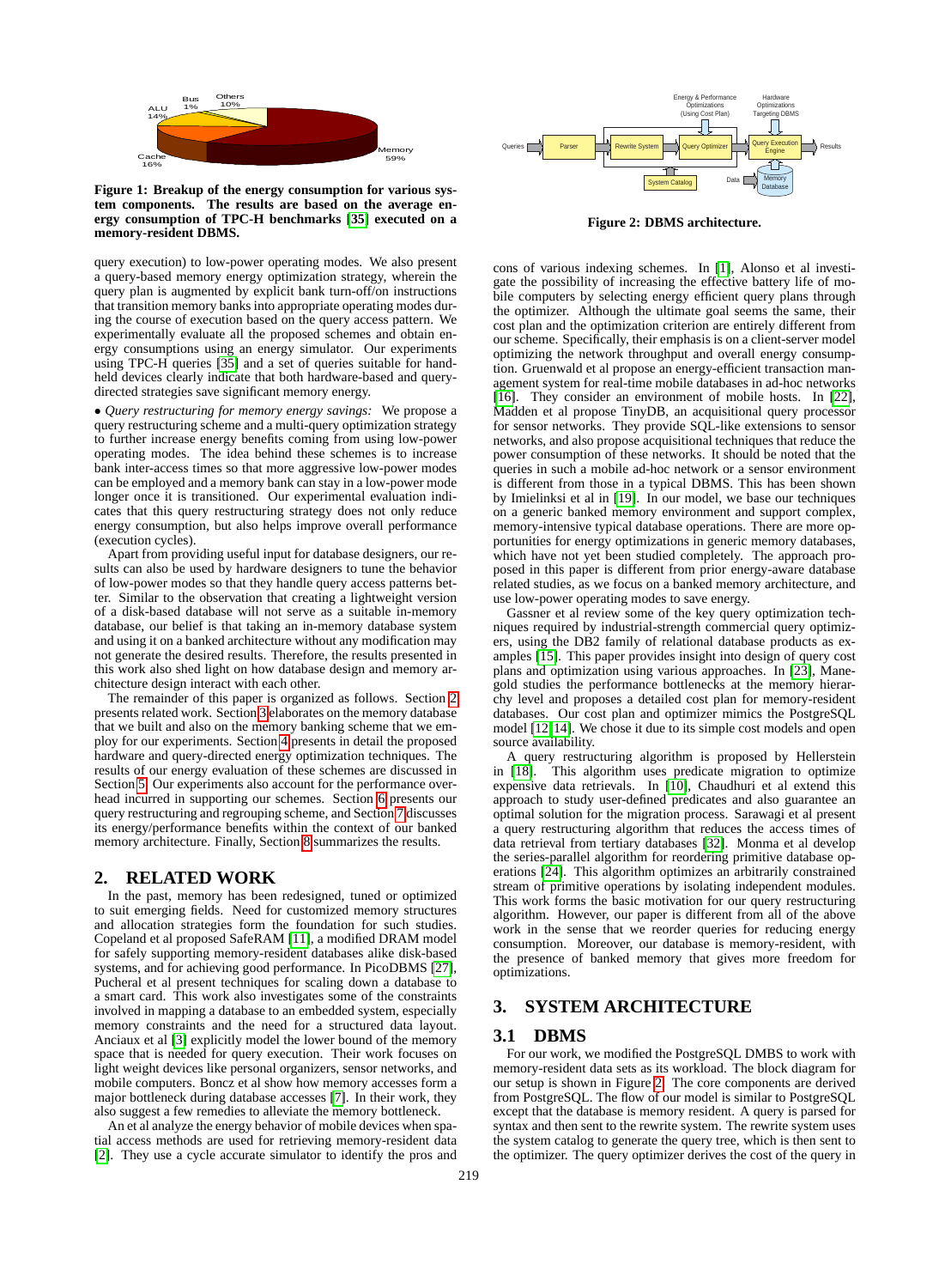Figure 1: Breakup of the energy consumption for various system components. The results are based on the average energy consumption of TPC-H benchmarks [35] executed on a memory-resident DBMS.

Figure 2: DBMS architecture.

query execution) to low-power operating modes. We also present a query-based memory energy optimization strategy, wherein the query plan is augmented by explicit bank turn-off/on instructions that transition memory banks into appropriate operating modes during the course of execution based on the query access pattern. We experimentally evaluate all the proposed schemes and obtain energy consumptions using an energy simulator. Our experiments using TPC-H queries [35] and a set of queries suitable for handheld devices clearly indicate that both hardware-based and query-directed strategies save significant memory energy.

• *Query restructuring for memory energy savings:* We propose a query restructuring scheme and a multi-query optimization strategy to further increase energy benefits coming from using low-power operating modes. The idea behind these schemes is to increase bank inter-access times so that more aggressive low-power modes can be employed and a memory bank can stay in a low-power mode longer once it is transitioned. Our experimental evaluation indicates that this query restructuring strategy does not only reduce energy consumption, but also helps improve overall performance (execution cycles).

Apart from providing useful input for database designers, our results can also be used by hardware designers to tune the behavior of low-power modes so that they handle query access patterns better. Similar to the observation that creating a lightweight version of a disk-based database will not serve as a suitable in-memory database, our belief is that taking an in-memory database system and using it on a banked architecture without any modification may not generate the desired results. Therefore, the results presented in this work also shed light on how database design and memory architecture design interact with each other.

The remainder of this paper is organized as follows. Section 2 presents related work. Section 3 elaborates on the memory database that we built and also on the memory banking scheme that we employ for our experiments. Section 4 presents in detail the proposed hardware and query-directed energy optimization techniques. The results of our energy evaluation of these schemes are discussed in Section 5. Our experiments also account for the performance overhead incurred in supporting our schemes. Section 6 presents our query restructuring and regrouping scheme, and Section 7 discusses its energy/performance benefits within the context of our banked memory architecture. Finally, Section 8 summarizes the results.

## 2. RELATED WORK

In the past, memory has been redesigned, tuned or optimized to suit emerging fields. Need for customized memory structures and allocation strategies form the foundation for such studies. Copeland et al proposed SafeRAM [11], a modified DRAM model for safely supporting memory-resident databases alike disk-based systems, and for achieving good performance. In PicoDBMS [27], Pucheral et al present techniques for scaling down a database to a smart card. This work also investigates some of the constraints involved in mapping a database to an embedded system, especially memory constraints and the need for a structured data layout. Anciaux et al [3] explicitly model the lower bound of the memory space that is needed for query execution. Their work focuses on light weight devices like personal organizers, sensor networks, and mobile computers. Boncz et al show how memory accesses form a major bottleneck during database accesses [7]. In their work, they also suggest a few remedies to alleviate the memory bottleneck.

An et al analyze the energy behavior of mobile devices when spatial access methods are used for retrieving memory-resident data [2]. They use a cycle accurate simulator to identify the pros and cons of various indexing schemes. In [1], Alonso et al investigate the possibility of increasing the effective battery life of mobile computers by selecting energy efficient query plans through the optimizer. Although the ultimate goal seems the same, their cost plan and the optimization criterion are entirely different from our scheme. Specifically, their emphasis is on a client-server model optimizing the network throughput and overall energy consumption. Gruenwald et al propose an energy-efficient transaction management system for real-time mobile databases in ad-hoc networks [16]. They consider an environment of mobile hosts. In [22], Madden et al propose TinyDB, an acquisitional query processor for sensor networks. They provide SQL-like extensions to sensor networks, and also propose acquisitional techniques that reduce the power consumption of these networks. It should be noted that the queries in such a mobile ad-hoc network or a sensor environment is different from those in a typical DBMS. This has been shown by Imielinski et al in [19]. In our model, we base our techniques on a generic banked memory environment and support complex, memory-intensive typical database operations. There are more opportunities for energy optimizations in generic memory databases, which have not yet been studied completely. The approach proposed in this paper is different from prior energy-aware database related studies, as we focus on a banked memory architecture, and use low-power operating modes to save energy.

Gassner et al review some of the key query optimization techniques required by industrial-strength commercial query optimizers, using the DB2 family of relational database products as examples [15]. This paper provides insight into design of query cost plans and optimization using various approaches. In [23], Manegold studies the performance bottlenecks at the memory hierarchy level and proposes a detailed cost plan for memory-resident databases. Our cost plan and optimizer mimics the PostgreSQL model [12, 14]. We chose it due to its simple cost models and open source availability.

A query restructuring algorithm is proposed by Hellerstein in [18]. This algorithm uses predicate migration to optimize expensive data retrievals. In [10], Chaudhuri et al extend this approach to study user-defined predicates and also guarantee an optimal solution for the migration process. Sarawagi et al present a query restructuring algorithm that reduces the access times of data retrieval from tertiary databases [32]. Monma et al develop the series-parallel algorithm for reordering primitive database operations [24]. This algorithm optimizes an arbitrarily constrained stream of primitive operations by isolating independent modules. This work forms the basic motivation for our query restructuring algorithm. However, our paper is different from all of the above work in the sense that we reorder queries for reducing energy consumption. Moreover, our database is memory-resident, with the presence of banked memory that gives more freedom for optimizations.

## 3. SYSTEM ARCHITECTURE

### 3.1 DBMS

For our work, we modified the PostgreSQL DMBS to work with memory-resident data sets as its workload. The block diagram for our setup is shown in Figure 2. The core components are derived from PostgreSQL. The flow of our model is similar to PostgreSQL except that the database is memory resident. A query is parsed for syntax and then sent to the rewrite system. The rewrite system uses the system catalog to generate the query tree, which is then sent to the optimizer. The query optimizer derives the cost of the query in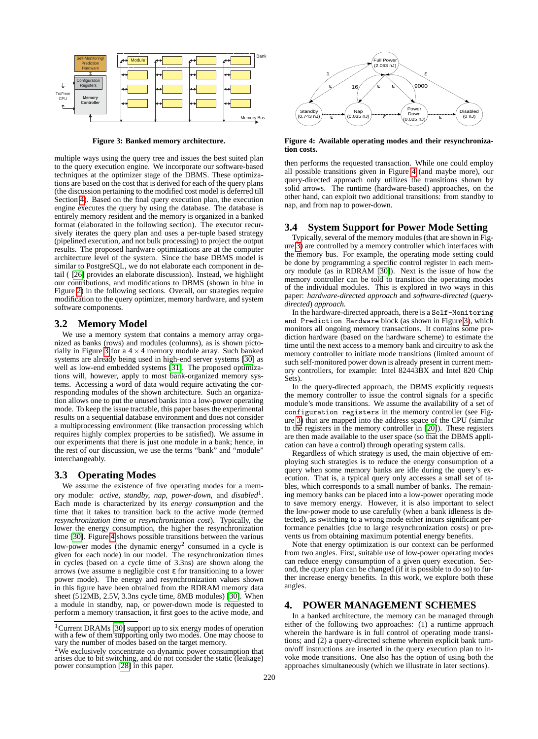Figure 3: Banked memory architecture.

multiple ways using the query tree and issues the best suited plan to the query execution engine. We incorporate our software-based techniques at the optimizer stage of the DBMS. These optimizations are based on the cost that is derived for each of the query plans (the discussion pertaining to the modified cost model is deferred till Section 4). Based on the final query execution plan, the execution engine executes the query by using the database. The database is entirely memory resident and the memory is organized in a banked format (elaborated in the following section). The executor recursively iterates the query plan and uses a per-tuple based strategy (pipelined execution, and not bulk processing) to project the output results. The proposed hardware optimizations are at the computer architecture level of the system. Since the base DBMS model is similar to PostgreSQL, we do not elaborate each component in detail ( [26] provides an elaborate discussion). Instead, we highlight our contributions, and modifications to DBMS (shown in blue in Figure 2) in the following sections. Overall, our strategies require modification to the query optimizer, memory hardware, and system software components.

## 3.2 Memory Model

We use a memory system that contains a memory array organized as banks (rows) and modules (columns), as is shown pictorially in Figure 3 for a $4 \times 4$ memory module array. Such banked systems are already being used in high-end server systems [30] as well as low-end embedded systems [31]. The proposed optimizations will, however, apply to most bank-organized memory systems. Accessing a word of data would require activating the corresponding modules of the shown architecture. Such an organization allows one to put the unused banks into a low-power operating mode. To keep the issue tractable, this paper bases the experimental results on a sequential database environment and does not consider a multiprocessing environment (like transaction processing which requires highly complex properties to be satisfied). We assume in our experiments that there is just one module in a bank; hence, in the rest of our discussion, we use the terms "bank" and "module" interchangeably.

## 3.3 Operating Modes

We assume the existence of five operating modes for a memory module: *active*, *standby*, *nap*, *power-down*, and *disabled*[1]. Each mode is characterized by its *energy consumption* and the time that it takes to transition back to the active mode (termed *resynchronization time* or *resynchronization cost*). Typically, the lower the energy consumption, the higher the resynchronization time [30]. Figure 4 shows possible transitions between the various low-power modes (the dynamic energy[2] consumed in a cycle is given for each node) in our model. The resynchronization times in cycles (based on a cycle time of 3.3ns) are shown along the arrows (we assume a negligible cost $\varepsilon$ for transitioning to a lower power mode). The energy and resynchronization values shown in this figure have been obtained from the RDRAM memory data sheet (512MB, 2.5V, 3.3ns cycle time, 8MB modules) [30]. When a module in standby, nap, or power-down mode is requested to perform a memory transaction, it first goes to the active mode, and

[1]Current DRAMs [30] support up to six energy modes of operation with a few of them supporting only two modes. One may choose to vary the number of modes based on the target memory.

[2]We exclusively concentrate on dynamic power consumption that arises due to bit switching, and do not consider the static (leakage) power consumption [28] in this paper.

Figure 4: Available operating modes and their resynchronization costs.

then performs the requested transaction. While one could employ all possible transitions given in Figure 4 (and maybe more), our query-directed approach only utilizes the transitions shown by solid arrows. The runtime (hardware-based) approaches, on the other hand, can exploit two additional transitions: from standby to nap, and from nap to power-down.

## 3.4 System Support for Power Mode Setting

Typically, several of the memory modules (that are shown in Figure 3) are controlled by a memory controller which interfaces with the memory bus. For example, the operating mode setting could be done by programming a specific control register in each memory module (as in RDRAM [30]). Next is the issue of how the memory controller can be told to transition the operating modes of the individual modules. This is explored in two ways in this paper: *hardware-directed approach* and *software-directed* (*query-directed*) *approach.*

In the hardware-directed approach, there is a `Self-Monitoring and Prediction Hardware` block (as shown in Figure 3), which monitors all ongoing memory transactions. It contains some prediction hardware (based on the hardware scheme) to estimate the time until the next access to a memory bank and circuitry to ask the memory controller to initiate mode transitions (limited amount of such self-monitored power down is already present in current memory controllers, for example: Intel 82443BX and Intel 820 Chip Sets).

In the query-directed approach, the DBMS explicitly requests the memory controller to issue the control signals for a specific module's mode transitions. We assume the availability of a set of `configuration registers` in the memory controller (see Figure 3) that are mapped into the address space of the CPU (similar to the registers in the memory controller in [20]). These registers are then made available to the user space (so that the DBMS application can have a control) through operating system calls.

Regardless of which strategy is used, the main objective of employing such strategies is to reduce the energy consumption of a query when some memory banks are idle during the query's execution. That is, a typical query only accesses a small set of tables, which corresponds to a small number of banks. The remaining memory banks can be placed into a low-power operating mode to save memory energy. However, it is also important to select the low-power mode to use carefully (when a bank idleness is detected), as switching to a wrong mode either incurs significant performance penalties (due to large resynchronization costs) or prevents us from obtaining maximum potential energy benefits.

Note that energy optimization is our context can be performed from two angles. First, suitable use of low-power operating modes can reduce energy consumption of a given query execution. Second, the query plan can be changed (if it is possible to do so) to further increase energy benefits. In this work, we explore both these angles.

# 4. POWER MANAGEMENT SCHEMES

In a banked architecture, the memory can be managed through either of the following two approaches: (1) a runtime approach wherein the hardware is in full control of operating mode transitions; and (2) a query-directed scheme wherein explicit bank turn-on/off instructions are inserted in the query execution plan to invoke mode transitions. One also has the option of using both the approaches simultaneously (which we illustrate in later sections).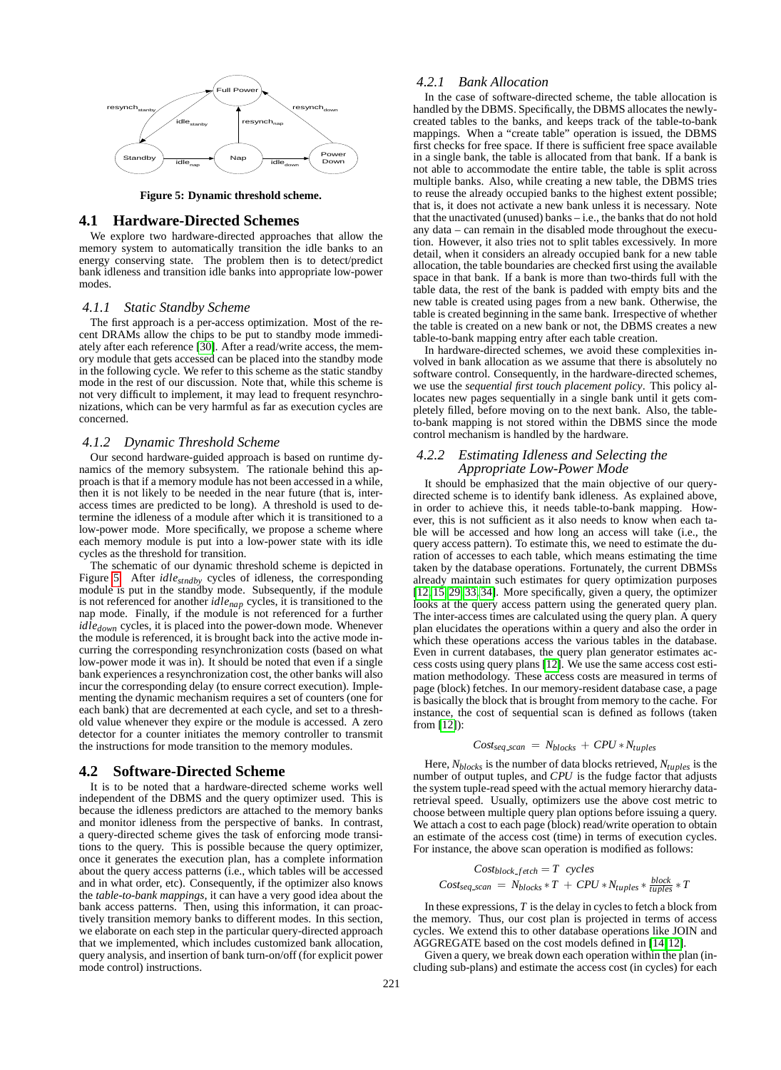Figure 5: Dynamic threshold scheme.

## 4.1 Hardware-Directed Schemes

We explore two hardware-directed approaches that allow the memory system to automatically transition the idle banks to an energy conserving state. The problem then is to detect/predict bank idleness and transition idle banks into appropriate low-power modes.

### 4.1.1 Static Standby Scheme

The first approach is a per-access optimization. Most of the recent DRAMs allow the chips to be put to standby mode immediately after each reference [30]. After a read/write access, the memory module that gets accessed can be placed into the standby mode in the following cycle. We refer to this scheme as the static standby mode in the rest of our discussion. Note that, while this scheme is not very difficult to implement, it may lead to frequent resynchronizations, which can be very harmful as far as execution cycles are concerned.

### 4.1.2 Dynamic Threshold Scheme

Our second hardware-guided approach is based on runtime dynamics of the memory subsystem. The rationale behind this approach is that if a memory module has not been accessed in a while, then it is not likely to be needed in the near future (that is, inter-access times are predicted to be long). A threshold is used to determine the idleness of a module after which it is transitioned to a low-power mode. More specifically, we propose a scheme where each memory module is put into a low-power state with its idle cycles as the threshold for transition.

The schematic of our dynamic threshold scheme is depicted in Figure 5. After $idle_{stndby}$ cycles of idleness, the corresponding module is put in the standby mode. Subsequently, if the module is not referenced for another $idle_{nap}$ cycles, it is transitioned to the nap mode. Finally, if the module is not referenced for a further $idle_{down}$ cycles, it is placed into the power-down mode. Whenever the module is referenced, it is brought back into the active mode incurring the corresponding resynchronization costs (based on what low-power mode it was in). It should be noted that even if a single bank experiences a resynchronization cost, the other banks will also incur the corresponding delay (to ensure correct execution). Implementing the dynamic mechanism requires a set of counters (one for each bank) that are decremented at each cycle, and set to a threshold value whenever they expire or the module is accessed. A zero detector for a counter initiates the memory controller to transmit the instructions for mode transition to the memory modules.

## 4.2 Software-Directed Scheme

It is to be noted that a hardware-directed scheme works well independent of the DBMS and the query optimizer used. This is because the idleness predictors are attached to the memory banks and monitor idleness from the perspective of banks. In contrast, a query-directed scheme gives the task of enforcing mode transitions to the query. This is possible because the query optimizer, once it generates the execution plan, has a complete information about the query access patterns (i.e., which tables will be accessed and in what order, etc). Consequently, if the optimizer also knows the *table-to-bank mappings*, it can have a very good idea about the bank access patterns. Then, using this information, it can proactively transition memory banks to different modes. In this section, we elaborate on each step in the particular query-directed approach that we implemented, which includes customized bank allocation, query analysis, and insertion of bank turn-on/off (for explicit power mode control) instructions.

### 4.2.1 Bank Allocation

In the case of software-directed scheme, the table allocation is handled by the DBMS. Specifically, the DBMS allocates the newly-created tables to the banks, and keeps track of the table-to-bank mappings. When a "create table" operation is issued, the DBMS first checks for free space. If there is sufficient free space available in a single bank, the table is allocated from that bank. If a bank is not able to accommodate the entire table, the table is split across multiple banks. Also, while creating a new table, the DBMS tries to reuse the already occupied banks to the highest extent possible; that is, it does not activate a new bank unless it is necessary. Note that the unactivated (unused) banks – i.e., the banks that do not hold any data – can remain in the disabled mode throughout the execution. However, it also tries not to split tables excessively. In more detail, when it considers an already occupied bank for a new table allocation, the table boundaries are checked first using the available space in that bank. If a bank is more than two-thirds full with the table data, the rest of the bank is padded with empty bits and the new table is created using pages from a new bank. Otherwise, the table is created beginning in the same bank. Irrespective of whether the table is created on a new bank or not, the DBMS creates a new table-to-bank mapping entry after each table creation.

In hardware-directed schemes, we avoid these complexities involved in bank allocation as we assume that there is absolutely no software control. Consequently, in the hardware-directed schemes, we use the *sequential first touch placement policy*. This policy allocates new pages sequentially in a single bank until it gets completely filled, before moving on to the next bank. Also, the table-to-bank mapping is not stored within the DBMS since the mode control mechanism is handled by the hardware.

### 4.2.2 Estimating Idleness and Selecting the Appropriate Low-Power Mode

It should be emphasized that the main objective of our query-directed scheme is to identify bank idleness. As explained above, in order to achieve this, it needs table-to-bank mapping. However, this is not sufficient as it also needs to know when each table will be accessed and how long an access will take (i.e., the query access pattern). To estimate this, we need to estimate the duration of accesses to each table, which means estimating the time taken by the database operations. Fortunately, the current DBMSs already maintain such estimates for query optimization purposes [12, 15, 29, 33, 34]. More specifically, given a query, the optimizer looks at the query access pattern using the generated query plan. The inter-access times are calculated using the query plan. A query plan elucidates the operations within a query and also the order in which these operations access the various tables in the database. Even in current databases, the query plan generator estimates access costs using query plans [12]. We use the same access cost estimation methodology. These access costs are measured in terms of page (block) fetches. In our memory-resident database case, a page is basically the block that is brought from memory to the cache. For instance, the cost of sequential scan is defined as follows (taken from [12]):

$$Cost_{seq\_scan} = N_{blocks} + CPU * N_{tuples}$$

Here, $N_{blocks}$ is the number of data blocks retrieved, $N_{tuples}$ is the number of output tuples, and $CPU$ is the fudge factor that adjusts the system tuple-read speed with the actual memory hierarchy data-retrieval speed. Usually, optimizers use the above cost metric to choose between multiple query plan options before issuing a query. We attach a cost to each page (block) read/write operation to obtain an estimate of the access cost (time) in terms of execution cycles. For instance, the above scan operation is modified as follows:

$$Cost_{block\_fetch} = T \;\; cycles$$
$$Cost_{seq\_scan} = N_{blocks} * T + CPU * N_{tuples} * \frac{block}{tuples} * T$$

In these expressions, $T$ is the delay in cycles to fetch a block from the memory. Thus, our cost plan is projected in terms of access cycles. We extend this to other database operations like JOIN and AGGREGATE based on the cost models defined in [14, 12].

Given a query, we break down each operation within the plan (including sub-plans) and estimate the access cost (in cycles) for each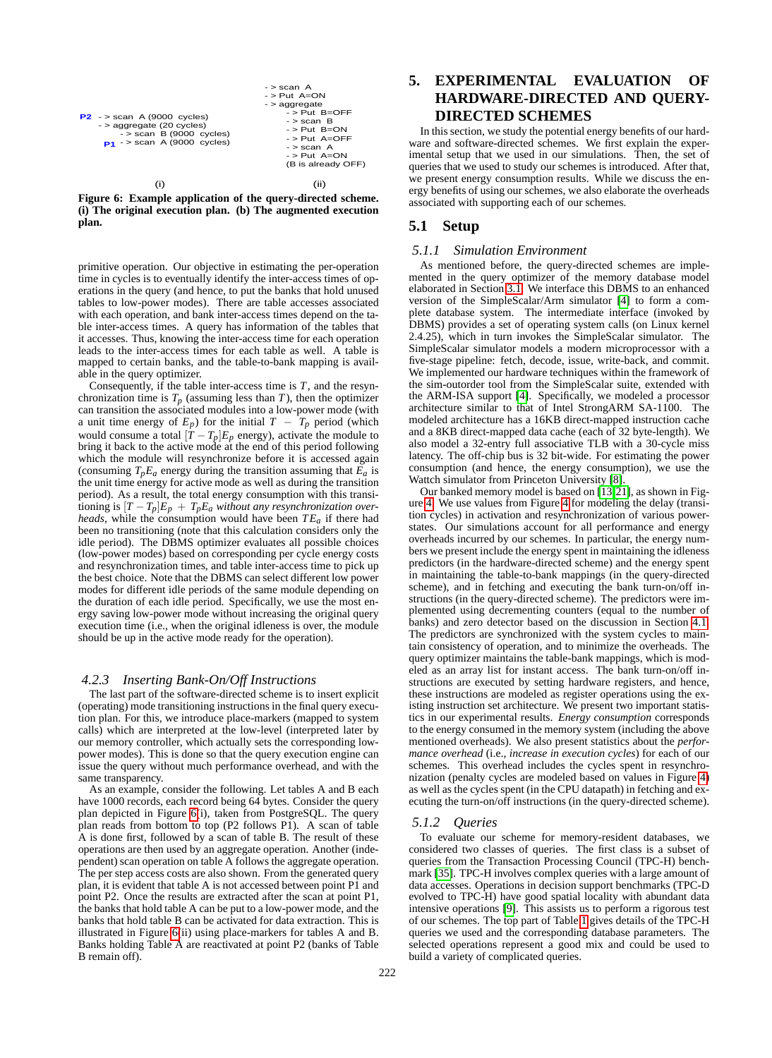```
P2  -> scan A (9000 cycles)
    -> aggregate (20 cycles)
        -> scan B (9000 cycles)
  P1  -> scan A (9000 cycles)

                (i)
```

```
-> scan A
-> Put A=ON
-> aggregate
    -> Put B=OFF
    -> scan B
    -> Put B=ON
    -> Put A=OFF
    -> scan A
    -> Put A=ON
    (B is already OFF)

                (ii)
```

**Figure 6: Example application of the query-directed scheme. (i) The original execution plan. (b) The augmented execution plan.**

primitive operation. Our objective in estimating the per-operation time in cycles is to eventually identify the inter-access times of operations in the query (and hence, to put the banks that hold unused tables to low-power modes). There are table accesses associated with each operation, and bank inter-access times depend on the table inter-access times. A query has information of the tables that it accesses. Thus, knowing the inter-access time for each operation leads to the inter-access times for each table as well. A table is mapped to certain banks, and the table-to-bank mapping is available in the query optimizer.

Consequently, if the table inter-access time is $T$, and the resynchronization time is $T_p$ (assuming less than $T$), then the optimizer can transition the associated modules into a low-power mode (with a unit time energy of $E_p$) for the initial $T - T_p$ period (which would consume a total $[T - T_p]E_p$ energy), activate the module to bring it back to the active mode at the end of this period following which the module will resynchronize before it is accessed again (consuming $T_pE_a$ energy during the transition assuming that $E_a$ is the unit time energy for active mode as well as during the transition period). As a result, the total energy consumption with this transitioning is $[T - T_p]E_p + T_pE_a$ *without any resynchronization overheads*, while the consumption would have been $TE_a$ if there had been no transitioning (note that this calculation considers only the idle period). The DBMS optimizer evaluates all possible choices (low-power modes) based on corresponding per cycle energy costs and resynchronization times, and table inter-access time to pick up the best choice. Note that the DBMS can select different low power modes for different idle periods of the same module depending on the duration of each idle period. Specifically, we use the most energy saving low-power mode without increasing the original query execution time (i.e., when the original idleness is over, the module should be up in the active mode ready for the operation).

### 4.2.3 Inserting Bank-On/Off Instructions

The last part of the software-directed scheme is to insert explicit (operating) mode transitioning instructions in the final query execution plan. For this, we introduce place-markers (mapped to system calls) which are interpreted at the low-level (interpreted later by our memory controller, which actually sets the corresponding low-power modes). This is done so that the query execution engine can issue the query without much performance overhead, and with the same transparency.

As an example, consider the following. Let tables A and B each have 1000 records, each record being 64 bytes. Consider the query plan depicted in Figure 6(i), taken from PostgreSQL. The query plan reads from bottom to top (P2 follows P1). A scan of table A is done first, followed by a scan of table B. The result of these operations are then used by an aggregate operation. Another (independent) scan operation on table A follows the aggregate operation. The per step access costs are also shown. From the generated query plan, it is evident that table A is not accessed between point P1 and point P2. Once the results are extracted after the scan at point P1, the banks that hold table A can be put to a low-power mode, and the banks that hold table B can be activated for data extraction. This is illustrated in Figure 6(ii) using place-markers for tables A and B. Banks holding Table A are reactivated at point P2 (banks of Table B remain off).

# 5. EXPERIMENTAL EVALUATION OF HARDWARE-DIRECTED AND QUERY-DIRECTED SCHEMES

In this section, we study the potential energy benefits of our hardware and software-directed schemes. We first explain the experimental setup that we used in our simulations. Then, the set of queries that we used to study our schemes is introduced. After that, we present energy consumption results. While we discuss the energy benefits of using our schemes, we also elaborate the overheads associated with supporting each of our schemes.

## 5.1 Setup

### 5.1.1 Simulation Environment

As mentioned before, the query-directed schemes are implemented in the query optimizer of the memory database model elaborated in Section 3.1. We interface this DBMS to an enhanced version of the SimpleScalar/Arm simulator [4] to form a complete database system. The intermediate interface (invoked by DBMS) provides a set of operating system calls (on Linux kernel 2.4.25), which in turn invokes the SimpleScalar simulator. The SimpleScalar simulator models a modern microprocessor with a five-stage pipeline: fetch, decode, issue, write-back, and commit. We implemented our hardware techniques within the framework of the sim-outorder tool from the SimpleScalar suite, extended with the ARM-ISA support [4]. Specifically, we modeled a processor architecture similar to that of Intel StrongARM SA-1100. The modeled architecture has a 16KB direct-mapped instruction cache and a 8KB direct-mapped data cache (each of 32 byte-length). We also model a 32-entry full associative TLB with a 30-cycle miss latency. The off-chip bus is 32 bit-wide. For estimating the power consumption (and hence, the energy consumption), we use the Wattch simulator from Princeton University [8].

Our banked memory model is based on [13,21], as shown in Figure 4. We use values from Figure 4 for modeling the delay (transition cycles) in activation and resynchronization of various power-states. Our simulations account for all performance and energy overheads incurred by our schemes. In particular, the energy numbers we present include the energy spent in maintaining the idleness predictors (in the hardware-directed scheme) and the energy spent in maintaining the table-to-bank mappings (in the query-directed scheme), and in fetching and executing the bank turn-on/off instructions (in the query-directed scheme). The predictors were implemented using decrementing counters (equal to the number of banks) and zero detector based on the discussion in Section 4.1. The predictors are synchronized with the system cycles to maintain consistency of operation, and to minimize the overheads. The query optimizer maintains the table-bank mappings, which is modeled as an array list for instant access. The bank turn-on/off instructions are executed by setting hardware registers, and hence, these instructions are modeled as register operations using the existing instruction set architecture. We present two important statistics in our experimental results. *Energy consumption* corresponds to the energy consumed in the memory system (including the above mentioned overheads). We also present statistics about the *performance overhead* (i.e., *increase in execution cycles*) for each of our schemes. This overhead includes the cycles spent in resynchronization (penalty cycles are modeled based on values in Figure 4) as well as the cycles spent (in the CPU datapath) in fetching and executing the turn-on/off instructions (in the query-directed scheme).

### 5.1.2 Queries

To evaluate our scheme for memory-resident databases, we considered two classes of queries. The first class is a subset of queries from the Transaction Processing Council (TPC-H) benchmark [35]. TPC-H involves complex queries with a large amount of data accesses. Operations in decision support benchmarks (TPC-D evolved to TPC-H) have good spatial locality with abundant data intensive operations [9]. This assists us to perform a rigorous test of our schemes. The top part of Table 1 gives details of the TPC-H queries we used and the corresponding database parameters. The selected operations represent a good mix and could be used to build a variety of complicated queries.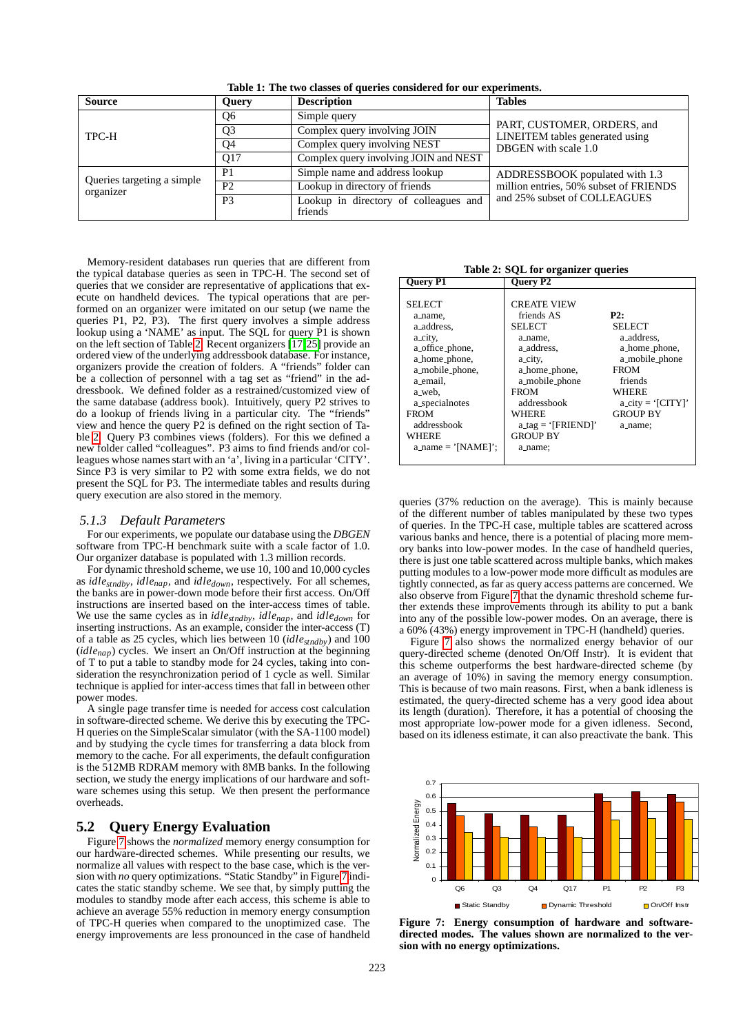**Table 1: The two classes of queries considered for our experiments.**

| Source | Query | Description | Tables |
|---|---|---|---|
| TPC-H | Q6 | Simple query | PART, CUSTOMER, ORDERS, and LINEITEM tables generated using DBGEN with scale 1.0 |
| | Q3 | Complex query involving JOIN | |
| | Q4 | Complex query involving NEST | |
| | Q17 | Complex query involving JOIN and NEST | |
| Queries targeting a simple organizer | P1 | Simple name and address lookup | ADDRESSBOOK populated with 1.3 million entries, 50% subset of FRIENDS and 25% subset of COLLEAGUES |
| | P2 | Lookup in directory of friends | |
| | P3 | Lookup in directory of colleagues and friends | |

Memory-resident databases run queries that are different from the typical database queries as seen in TPC-H. The second set of queries that we consider are representative of applications that execute on handheld devices. The typical operations that are performed on an organizer were imitated on our setup (we name the queries P1, P2, P3). The first query involves a simple address lookup using a 'NAME' as input. The SQL for query P1 is shown on the left section of Table 2. Recent organizers [17, 25] provide an ordered view of the underlying addressbook database. For instance, organizers provide the creation of folders. A "friends" folder can be a collection of personnel with a tag set as "friend" in the addressbook. We defined folder as a restrained/customized view of the same database (address book). Intuitively, query P2 strives to do a lookup of friends living in a particular city. The "friends" view and hence the query P2 is defined on the right section of Table 2. Query P3 combines views (folders). For this we defined a new folder called "colleagues". P3 aims to find friends and/or colleagues whose names start with an 'a', living in a particular 'CITY'. Since P3 is very similar to P2 with some extra fields, we do not present the SQL for P3. The intermediate tables and results during query execution are also stored in the memory.

**Table 2: SQL for organizer queries**

| Query P1 | Query P2 | |
|---|---|---|
| SELECT<br>a_name,<br>a_address,<br>a_city,<br>a_office_phone,<br>a_home_phone,<br>a_mobile_phone,<br>a_email,<br>a_web,<br>a_specialnotes<br>FROM<br>addressbook<br>WHERE<br>a_name = '[NAME]'; | CREATE VIEW<br>friends AS<br>SELECT<br>a_name,<br>a_address,<br>a_city,<br>a_home_phone,<br>a_mobile_phone<br>FROM<br>addressbook<br>WHERE<br>a_tag = '[FRIEND]'<br>GROUP BY<br>a_name; | **P2:**<br>SELECT<br>a_address,<br>a_home_phone,<br>a_mobile_phone<br>FROM<br>friends<br>WHERE<br>a_city = '[CITY]'<br>GROUP BY<br>a_name; |

### 5.1.3 Default Parameters

For our experiments, we populate our database using the *DBGEN* software from TPC-H benchmark suite with a scale factor of 1.0. Our organizer database is populated with 1.3 million records.

For dynamic threshold scheme, we use 10, 100 and 10,000 cycles as $idle_{stndby}$, $idle_{nap}$, and $idle_{down}$, respectively. For all schemes, the banks are in power-down mode before their first access. On/Off instructions are inserted based on the inter-access times of table. We use the same cycles as in $idle_{stndby}$, $idle_{nap}$, and $idle_{down}$ for inserting instructions. As an example, consider the inter-access (T) of a table as 25 cycles, which lies between 10 ($idle_{stndby}$) and 100 ($idle_{nap}$) cycles. We insert an On/Off instruction at the beginning of T to put a table to standby mode for 24 cycles, taking into consideration the resynchronization period of 1 cycle as well. Similar technique is applied for inter-access times that fall in between other power modes.

A single page transfer time is needed for access cost calculation in software-directed scheme. We derive this by executing the TPC-H queries on the SimpleScalar simulator (with the SA-1100 model) and by studying the cycle times for transferring a data block from memory to the cache. For all experiments, the default configuration is the 512MB RDRAM memory with 8MB banks. In the following section, we study the energy implications of our hardware and software schemes using this setup. We then present the performance overheads.

## 5.2 Query Energy Evaluation

Figure 7 shows the *normalized* memory energy consumption for our hardware-directed schemes. While presenting our results, we normalize all values with respect to the base case, which is the version with *no* query optimizations. "Static Standby" in Figure 7 indicates the static standby scheme. We see that, by simply putting the modules to standby mode after each access, this scheme is able to achieve an average 55% reduction in memory energy consumption of TPC-H queries when compared to the unoptimized case. The energy improvements are less pronounced in the case of handheld queries (37% reduction on the average). This is mainly because of the different number of tables manipulated by these two types of queries. In the TPC-H case, multiple tables are scattered across various banks and hence, there is a potential of placing more memory banks into low-power modes. In the case of handheld queries, there is just one table scattered across multiple banks, which makes putting modules to a low-power mode more difficult as modules are tightly connected, as far as query access patterns are concerned. We also observe from Figure 7 that the dynamic threshold scheme further extends these improvements through its ability to put a bank into any of the possible low-power modes. On an average, there is a 60% (43%) energy improvement in TPC-H (handheld) queries.

Figure 7 also shows the normalized energy behavior of our query-directed scheme (denoted On/Off Instr). It is evident that this scheme outperforms the best hardware-directed scheme (by an average of 10%) in saving the memory energy consumption. This is because of two main reasons. First, when a bank idleness is estimated, the query-directed scheme has a very good idea about its length (duration). Therefore, it has a potential of choosing the most appropriate low-power mode for a given idleness. Second, based on its idleness estimate, it can also preactivate the bank. This

**Figure 7: Energy consumption of hardware and software-directed modes. The values shown are normalized to the version with no energy optimizations.**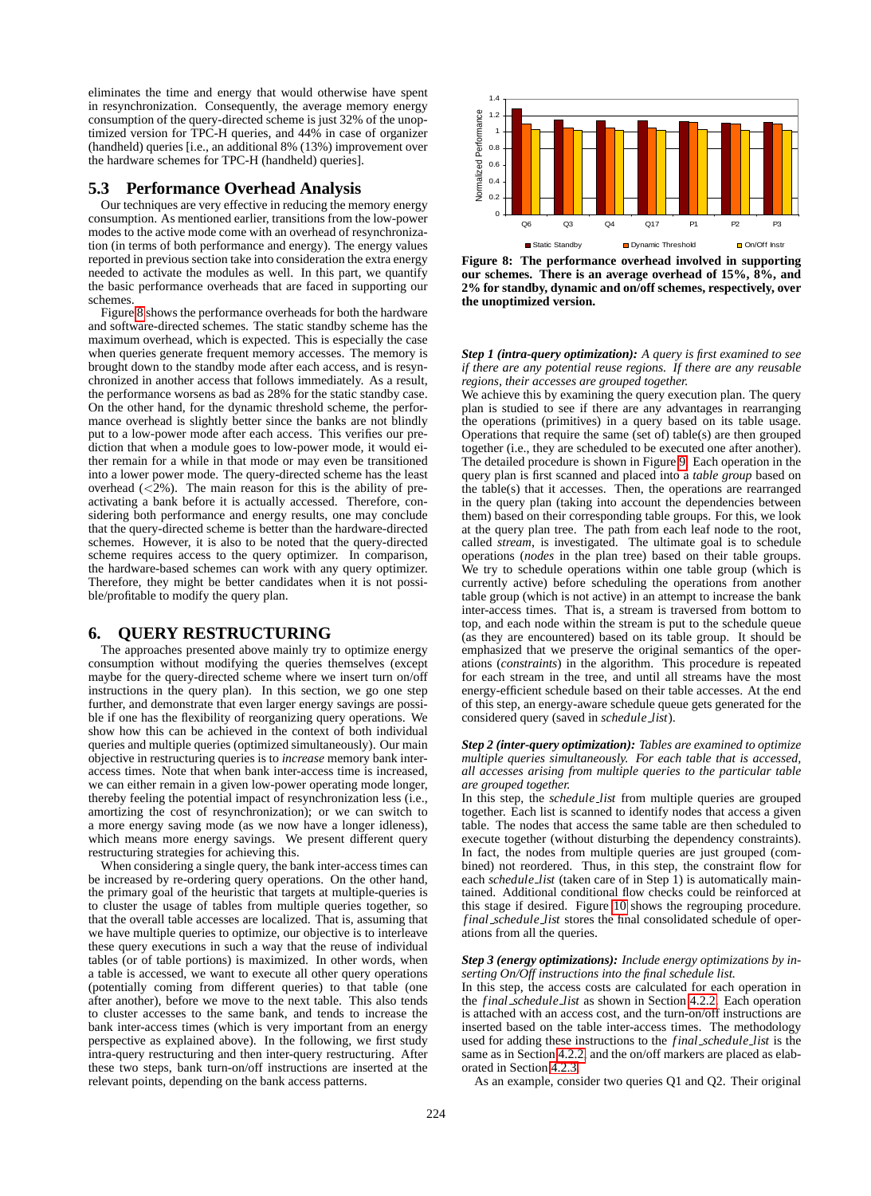eliminates the time and energy that would otherwise have spent in resynchronization. Consequently, the average memory energy consumption of the query-directed scheme is just 32% of the unoptimized version for TPC-H queries, and 44% in case of organizer (handheld) queries [i.e., an additional 8% (13%) improvement over the hardware schemes for TPC-H (handheld) queries].

## 5.3 Performance Overhead Analysis

Our techniques are very effective in reducing the memory energy consumption. As mentioned earlier, transitions from the low-power modes to the active mode come with an overhead of resynchronization (in terms of both performance and energy). The energy values reported in previous section take into consideration the extra energy needed to activate the modules as well. In this part, we quantify the basic performance overheads that are faced in supporting our schemes.

Figure 8 shows the performance overheads for both the hardware and software-directed schemes. The static standby scheme has the maximum overhead, which is expected. This is especially the case when queries generate frequent memory accesses. The memory is brought down to the standby mode after each access, and is resynchronized in another access that follows immediately. As a result, the performance worsens as bad as 28% for the static standby case. On the other hand, for the dynamic threshold scheme, the performance overhead is slightly better since the banks are not blindly put to a low-power mode after each access. This verifies our prediction that when a module goes to low-power mode, it would either remain for a while in that mode or may even be transitioned into a lower power mode. The query-directed scheme has the least overhead (<2%). The main reason for this is the ability of pre-activating a bank before it is actually accessed. Therefore, considering both performance and energy results, one may conclude that the query-directed scheme is better than the hardware-directed schemes. However, it is also to be noted that the query-directed scheme requires access to the query optimizer. In comparison, the hardware-based schemes can work with any query optimizer. Therefore, they might be better candidates when it is not possible/profitable to modify the query plan.

**Figure 8: The performance overhead involved in supporting our schemes. There is an average overhead of 15%, 8%, and 2% for standby, dynamic and on/off schemes, respectively, over the unoptimized version.**

# 6. QUERY RESTRUCTURING

The approaches presented above mainly try to optimize energy consumption without modifying the queries themselves (except maybe for the query-directed scheme where we insert turn on/off instructions in the query plan). In this section, we go one step further, and demonstrate that even larger energy savings are possible if one has the flexibility of reorganizing query operations. We show how this can be achieved in the context of both individual queries and multiple queries (optimized simultaneously). Our main objective in restructuring queries is to *increase* memory bank inter-access times. Note that when bank inter-access time is increased, we can either remain in a given low-power operating mode longer, thereby feeling the potential impact of resynchronization less (i.e., amortizing the cost of resynchronization); or we can switch to a more energy saving mode (as we now have a longer idleness), which means more energy savings. We present different query restructuring strategies for achieving this.

When considering a single query, the bank inter-access times can be increased by re-ordering query operations. On the other hand, the primary goal of the heuristic that targets at multiple-queries is to cluster the usage of tables from multiple queries together, so that the overall table accesses are localized. That is, assuming that we have multiple queries to optimize, our objective is to interleave these query executions in such a way that the reuse of individual tables (or of table portions) is maximized. In other words, when a table is accessed, we want to execute all other query operations (potentially coming from different queries) to that table (one after another), before we move to the next table. This also tends to cluster accesses to the same bank, and tends to increase the bank inter-access times (which is very important from an energy perspective as explained above). In the following, we first study intra-query restructuring and then inter-query restructuring. After these two steps, bank turn-on/off instructions are inserted at the relevant points, depending on the bank access patterns.

***Step 1 (intra-query optimization):*** *A query is first examined to see if there are any potential reuse regions. If there are any reusable regions, their accesses are grouped together.*

We achieve this by examining the query execution plan. The query plan is studied to see if there are any advantages in rearranging the operations (primitives) in a query based on its table usage. Operations that require the same (set of) table(s) are then grouped together (i.e., they are scheduled to be executed one after another). The detailed procedure is shown in Figure 9. Each operation in the query plan is first scanned and placed into a *table group* based on the table(s) that it accesses. Then, the operations are rearranged in the query plan (taking into account the dependencies between them) based on their corresponding table groups. For this, we look at the query plan tree. The path from each leaf node to the root, called *stream*, is investigated. The ultimate goal is to schedule operations (*nodes* in the plan tree) based on their table groups. We try to schedule operations within one table group (which is currently active) before scheduling the operations from another table group (which is not active) in an attempt to increase the bank inter-access times. That is, a stream is traversed from bottom to top, and each node within the stream is put to the schedule queue (as they are encountered) based on its table group. It should be emphasized that we preserve the original semantics of the operations (*constraints*) in the algorithm. This procedure is repeated for each stream in the tree, and until all streams have the most energy-efficient schedule based on their table accesses. At the end of this step, an energy-aware schedule queue gets generated for the considered query (saved in *schedule_list*).

***Step 2 (inter-query optimization):*** *Tables are examined to optimize multiple queries simultaneously. For each table that is accessed, all accesses arising from multiple queries to the particular table are grouped together.*

In this step, the *schedule_list* from multiple queries are grouped together. Each list is scanned to identify nodes that access a given table. The nodes that access the same table are then scheduled to execute together (without disturbing the dependency constraints). In fact, the nodes from multiple queries are just grouped (combined) not reordered. Thus, in this step, the constraint flow for each *schedule_list* (taken care of in Step 1) is automatically maintained. Additional conditional flow checks could be reinforced at this stage if desired. Figure 10 shows the regrouping procedure. *final_schedule_list* stores the final consolidated schedule of operations from all the queries.

***Step 3 (energy optimizations):*** *Include energy optimizations by inserting On/Off instructions into the final schedule list.*

In this step, the access costs are calculated for each operation in the *final_schedule_list* as shown in Section 4.2.2. Each operation is attached with an access cost, and the turn-on/off instructions are inserted based on the table inter-access times. The methodology used for adding these instructions to the *final_schedule_list* is the same as in Section 4.2.2, and the on/off markers are placed as elaborated in Section 4.2.3.

As an example, consider two queries Q1 and Q2. Their original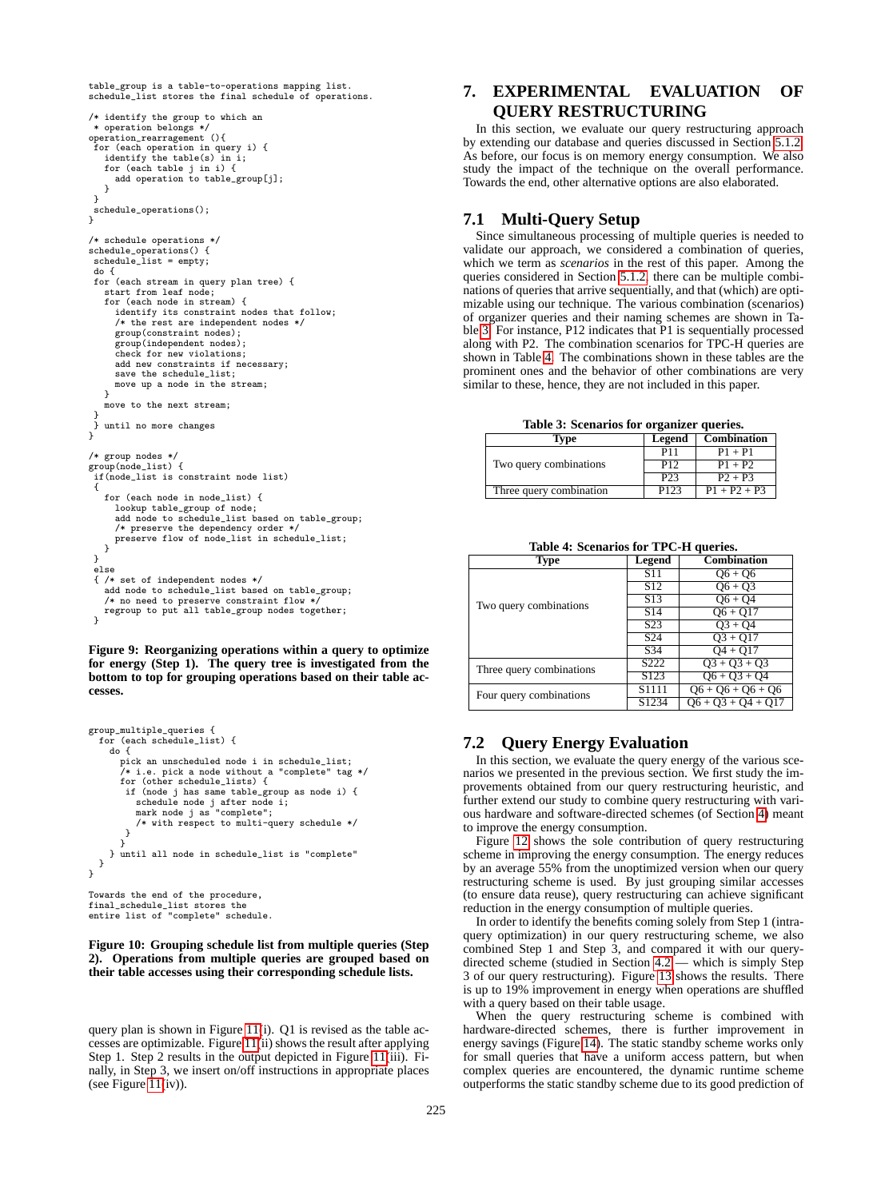```
table_group is a table-to-operations mapping list.
schedule_list stores the final schedule of operations.

/* identify the group to which an
 * operation belongs */
operation_rearragement (){
 for (each operation in query i) {
   identify the table(s) in i;
   for (each table j in i) {
     add operation to table_group[j];
   }
 }
 schedule_operations();
}

/* schedule operations */
schedule_operations() {
 schedule_list = empty;
 do {
 for (each stream in query plan tree) {
   start from leaf node;
   for (each node in stream) {
     identify its constraint nodes that follow;
     /* the rest are independent nodes */
     group(constraint nodes);
     group(independent nodes);
     check for new violations;
     add new constraints if necessary;
     save the schedule_list;
     move up a node in the stream;
   }
   move to the next stream;
 }
 } until no more changes
}

/* group nodes */
group(node_list) {
 if(node_list is constraint node list)
 {
   for (each node in node_list) {
     lookup table_group of node;
     add node to schedule_list based on table_group;
     /* preserve the dependency order */
     preserve flow of node_list in schedule_list;
   }
 }
 else
 { /* set of independent nodes */
   add node to schedule_list based on table_group;
   /* no need to preserve constraint flow */
   regroup to put all table_group nodes together;
 }
```

**Figure 9: Reorganizing operations within a query to optimize for energy (Step 1). The query tree is investigated from the bottom to top for grouping operations based on their table accesses.**

```
group_multiple_queries {
  for (each schedule_list) {
    do {
      pick an unscheduled node i in schedule_list;
      /* i.e. pick a node without a "complete" tag */
      for (other schedule_lists) {
       if (node j has same table_group as node i) {
         schedule node j after node i;
         mark node j as "complete";
         /* with respect to multi-query schedule */
       }
      }
    } until all node in schedule_list is "complete"
  }
}

Towards the end of the procedure,
final_schedule_list stores the
entire list of "complete" schedule.
```

**Figure 10: Grouping schedule list from multiple queries (Step 2). Operations from multiple queries are grouped based on their table accesses using their corresponding schedule lists.**

query plan is shown in Figure 11(i). Q1 is revised as the table accesses are optimizable. Figure 11(ii) shows the result after applying Step 1. Step 2 results in the output depicted in Figure 11(iii). Finally, in Step 3, we insert on/off instructions in appropriate places (see Figure 11(iv)).

# 7. EXPERIMENTAL EVALUATION OF QUERY RESTRUCTURING

In this section, we evaluate our query restructuring approach by extending our database and queries discussed in Section 5.1.2. As before, our focus is on memory energy consumption. We also study the impact of the technique on the overall performance. Towards the end, other alternative options are also elaborated.

## 7.1 Multi-Query Setup

Since simultaneous processing of multiple queries is needed to validate our approach, we considered a combination of queries, which we term as *scenarios* in the rest of this paper. Among the queries considered in Section 5.1.2, there can be multiple combinations of queries that arrive sequentially, and that (which) are optimizable using our technique. The various combination (scenarios) of organizer queries and their naming schemes are shown in Table 3. For instance, P12 indicates that P1 is sequentially processed along with P2. The combination scenarios for TPC-H queries are shown in Table 4. The combinations shown in these tables are the prominent ones and the behavior of other combinations are very similar to these, hence, they are not included in this paper.

**Table 3: Scenarios for organizer queries.**

| Type | Legend | Combination |
|---|---|---|
| Two query combinations | P11 | P1 + P1 |
| | P12 | P1 + P2 |
| | P23 | P2 + P3 |
| Three query combination | P123 | P1 + P2 + P3 |

**Table 4: Scenarios for TPC-H queries.**

| Type | Legend | Combination |
|---|---|---|
| Two query combinations | S11 | Q6 + Q6 |
| | S12 | Q6 + Q3 |
| | S13 | Q6 + Q4 |
| | S14 | Q6 + Q17 |
| | S23 | Q3 + Q4 |
| | S24 | Q3 + Q17 |
| | S34 | Q4 + Q17 |
| Three query combinations | S222 | Q3 + Q3 + Q3 |
| | S123 | Q6 + Q3 + Q4 |
| Four query combinations | S1111 | Q6 + Q6 + Q6 + Q6 |
| | S1234 | Q6 + Q3 + Q4 + Q17 |

## 7.2 Query Energy Evaluation

In this section, we evaluate the query energy of the various scenarios we presented in the previous section. We first study the improvements obtained from our query restructuring heuristic, and further extend our study to combine query restructuring with various hardware and software-directed schemes (of Section 4) meant to improve the energy consumption.

Figure 12 shows the sole contribution of query restructuring scheme in improving the energy consumption. The energy reduces by an average 55% from the unoptimized version when our query restructuring scheme is used. By just grouping similar accesses (to ensure data reuse), query restructuring can achieve significant reduction in the energy consumption of multiple queries.

In order to identify the benefits coming solely from Step 1 (intra-query optimization) in our query restructuring scheme, we also combined Step 1 and Step 3, and compared it with our query-directed scheme (studied in Section 4.2 — which is simply Step 3 of our query restructuring). Figure 13 shows the results. There is up to 19% improvement in energy when operations are shuffled with a query based on their table usage.

When the query restructuring scheme is combined with hardware-directed schemes, there is further improvement in energy savings (Figure 14). The static standby scheme works only for small queries that have a uniform access pattern, but when complex queries are encountered, the dynamic runtime scheme outperforms the static standby scheme due to its good prediction of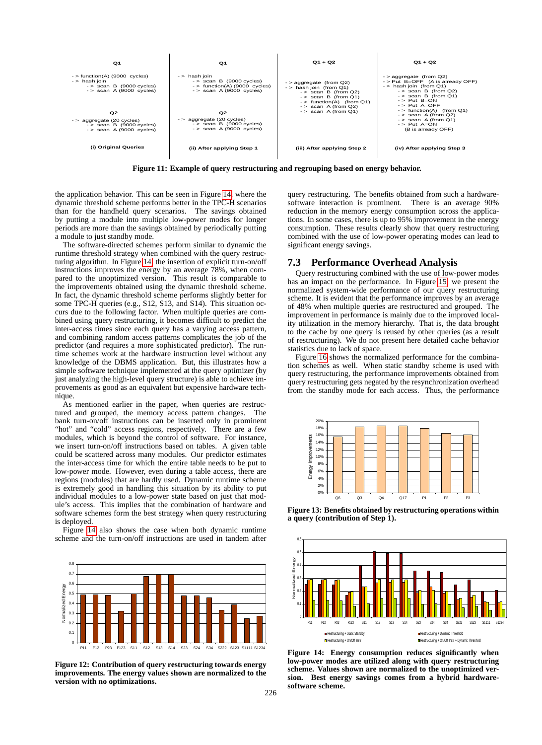| Q1 | Q1 | Q1 + Q2 | Q1 + Q2 |
|---|---|---|---|
| -> function(A) (9000 cycles)<br>-> hash join<br>  -> scan B (9000 cycles)<br>  -> scan A (9000 cycles) | -> hash join<br>  -> scan B (9000 cycles)<br>  -> function(A) (9000 cycles)<br>  -> scan A (9000 cycles) | -> aggregate (from Q2)<br>-> hash join (from Q1)<br>  -> scan B (from Q2)<br>  -> scan B (from Q1)<br>  -> function(A) (from Q1)<br>  -> scan A (from Q2)<br>  -> scan A (from Q1) | -> aggregate (from Q2)<br>-> Put B=OFF (A is already OFF)<br>-> hash join (from Q1)<br>  -> scan B (from Q2)<br>  -> scan B (from Q1)<br>  -> Put B=ON<br>  -> Put A=OFF<br>  -> function(A) (from Q1)<br>  -> scan A (from Q2)<br>  -> scan A (from Q1)<br>  -> Put A=ON<br>  (B is already OFF) |
| **Q2**<br>-> aggregate (20 cycles)<br>  -> scan B (9000 cycles)<br>  -> scan A (9000 cycles) | **Q2**<br>-> aggregate (20 cycles)<br>  -> scan B (9000 cycles)<br>  -> scan A (9000 cycles) | | |
| (i) Original Queries | (ii) After applying Step 1 | (iii) After applying Step 2 | (iv) After applying Step 3 |

**Figure 11: Example of query restructuring and regrouping based on energy behavior.**

the application behavior. This can be seen in Figure 14, where the dynamic threshold scheme performs better in the TPC-H scenarios than for the handheld query scenarios. The savings obtained by putting a module into multiple low-power modes for longer periods are more than the savings obtained by periodically putting a module to just standby mode.

The software-directed schemes perform similar to dynamic the runtime threshold strategy when combined with the query restructuring algorithm. In Figure 14, the insertion of explicit turn-on/off instructions improves the energy by an average 78%, when compared to the unoptimized version. This result is comparable to the improvements obtained using the dynamic threshold scheme. In fact, the dynamic threshold scheme performs slightly better for some TPC-H queries (e.g., S12, S13, and S14). This situation occurs due to the following factor. When multiple queries are combined using query restructuring, it becomes difficult to predict the inter-access times since each query has a varying access pattern, and combining random access patterns complicates the job of the predictor (and requires a more sophisticated predictor). The runtime schemes work at the hardware instruction level without any knowledge of the DBMS application. But, this illustrates how a simple software technique implemented at the query optimizer (by just analyzing the high-level query structure) is able to achieve improvements as good as an equivalent but expensive hardware technique.

As mentioned earlier in the paper, when queries are restructured and grouped, the memory access pattern changes. The bank turn-on/off instructions can be inserted only in prominent "hot" and "cold" access regions, respectively. There are a few modules, which is beyond the control of software. For instance, we insert turn-on/off instructions based on tables. A given table could be scattered across many modules. Our predictor estimates the inter-access time for which the entire table needs to be put to low-power mode. However, even during a table access, there are regions (modules) that are hardly used. Dynamic runtime scheme is extremely good in handling this situation by its ability to put individual modules to a low-power state based on just that module's access. This implies that the combination of hardware and software schemes form the best strategy when query restructuring is deployed.

Figure 14 also shows the case when both dynamic runtime scheme and the turn-on/off instructions are used in tandem after query restructuring. The benefits obtained from such a hardware-software interaction is prominent. There is an average 90% reduction in the memory energy consumption across the applications. In some cases, there is up to 95% improvement in the energy consumption. These results clearly show that query restructuring combined with the use of low-power operating modes can lead to significant energy savings.

**Figure 12: Contribution of query restructuring towards energy improvements. The energy values shown are normalized to the version with no optimizations.**

## 7.3 Performance Overhead Analysis

Query restructuring combined with the use of low-power modes has an impact on the performance. In Figure 15, we present the normalized system-wide performance of our query restructuring scheme. It is evident that the performance improves by an average of 48% when multiple queries are restructured and grouped. The improvement in performance is mainly due to the improved locality utilization in the memory hierarchy. That is, the data brought to the cache by one query is reused by other queries (as a result of restructuring). We do not present here detailed cache behavior statistics due to lack of space.

Figure 16 shows the normalized performance for the combination schemes as well. When static standby scheme is used with query restructuring, the performance improvements obtained from query restructuring gets negated by the resynchronization overhead from the standby mode for each access. Thus, the performance

**Figure 13: Benefits obtained by restructuring operations within a query (contribution of Step 1).**

**Figure 14: Energy consumption reduces significantly when low-power modes are utilized along with query restructuring scheme. Values shown are normalized to the unoptimized version. Best energy savings comes from a hybrid hardware-software scheme.**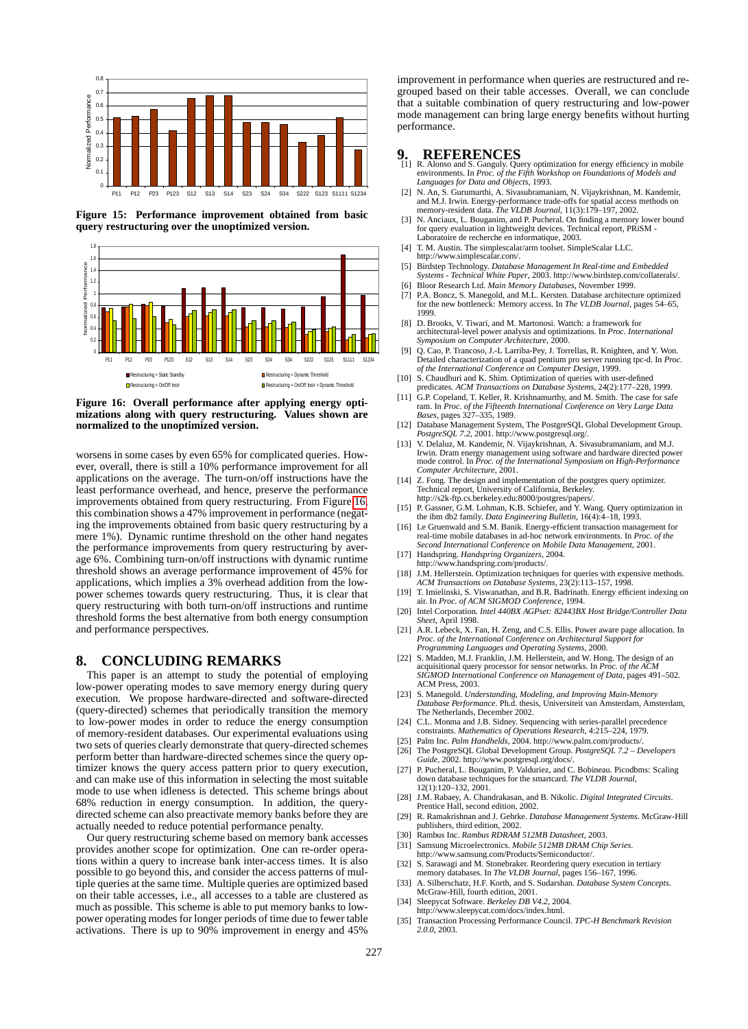0.8
0.7
0.6
0.5
0.4
0.3
0.2
0.1
0
Normalized Performance
P11 P12 P23 P123 S12 S13 S14 S23 S24 S34 S222 S123 S1111 S1234

**Figure 15: Performance improvement obtained from basic query restructuring over the unoptimized version.**

1.8
1.6
1.4
1.2
1
0.8
0.6
0.4
0.2
0
Normalized Performance
P11 P12 P23 P123 S12 S13 S14 S23 S24 S34 S222 S123 S1111 S1234
Restructuring + Static Standby
Restructuring + Dynamic Threshold
Restructuring + On/Off Instr
Restructuring + On/Off Instr + Dynamic Threshold

**Figure 16: Overall performance after applying energy optimizations along with query restructuring. Values shown are normalized to the unoptimized version.**

worsens in some cases by even 65% for complicated queries. However, overall, there is still a 10% performance improvement for all applications on the average. The turn-on/off instructions have the least performance overhead, and hence, preserve the performance improvements obtained from query restructuring. From Figure 16, this combination shows a 47% improvement in performance (negating the improvements obtained from basic query restructuring by a mere 1%). Dynamic runtime threshold on the other hand negates the performance improvements from query restructuring by average 6%. Combining turn-on/off instructions with dynamic runtime threshold shows an average performance improvement of 45% for applications, which implies a 3% overhead addition from the low-power schemes towards query restructuring. Thus, it is clear that query restructuring with both turn-on/off instructions and runtime threshold forms the best alternative from both energy consumption and performance perspectives.

## 8. CONCLUDING REMARKS

This paper is an attempt to study the potential of employing low-power operating modes to save memory energy during query execution. We propose hardware-directed and software-directed (query-directed) schemes that periodically transition the memory to low-power modes in order to reduce the energy consumption of memory-resident databases. Our experimental evaluations using two sets of queries clearly demonstrate that query-directed schemes perform better than hardware-directed schemes since the query optimizer knows the query access pattern prior to query execution, and can make use of this information in selecting the most suitable mode to use when idleness is detected. This scheme brings about 68% reduction in energy consumption. In addition, the query-directed scheme can also preactivate memory banks before they are actually needed to reduce potential performance penalty.

Our query restructuring scheme based on memory bank accesses provides another scope for optimization. One can re-order operations within a query to increase bank inter-access times. It is also possible to go beyond this, and consider the access patterns of multiple queries at the same time. Multiple queries are optimized based on their table accesses, i.e., all accesses to a table are clustered as much as possible. This scheme is able to put memory banks to low-power operating modes for longer periods of time due to fewer table activations. There is up to 90% improvement in energy and 45% improvement in performance when queries are restructured and regrouped based on their table accesses. Overall, we can conclude that a suitable combination of query restructuring and low-power mode management can bring large energy benefits without hurting performance.

## 9. REFERENCES

[1] R. Alonso and S. Ganguly. Query optimization for energy efficiency in mobile environments. In *Proc. of the Fifth Workshop on Foundations of Models and Languages for Data and Objects*, 1993.

[2] N. An, S. Gurumurthi, A. Sivasubramaniam, N. Vijaykrishnan, M. Kandemir, and M.J. Irwin. Energy-performance trade-offs for spatial access methods on memory-resident data. *The VLDB Journal*, 11(3):179–197, 2002.

[3] N. Anciaux, L. Bouganim, and P. Pucheral. On finding a memory lower bound for query evaluation in lightweight devices. Technical report, PRiSM - Laboratoire de recherche en informatique, 2003.

[4] T. M. Austin. The simplescalar/arm toolset. SimpleScalar LLC. http://www.simplescalar.com/.

[5] Birdstep Technology. *Database Management In Real-time and Embedded Systems - Technical White Paper*, 2003. http://www.birdstep.com/collaterals/.

[6] Bloor Research Ltd. *Main Memory Databases*, November 1999.

[7] P.A. Boncz, S. Manegold, and M.L. Kersten. Database architecture optimized for the new bottleneck: Memory access. In *The VLDB Journal*, pages 54–65, 1999.

[8] D. Brooks, V. Tiwari, and M. Martonosi. Wattch: a framework for architectural-level power analysis and optimizations. In *Proc. International Symposium on Computer Architecture*, 2000.

[9] Q. Cao, P. Trancoso, J.-L Larriba-Pey, J. Torrellas, R. Knighten, and Y. Won. Detailed characterization of a quad pentium pro server running tpc-d. In *Proc. of the International Conference on Computer Design*, 1999.

[10] S. Chaudhuri and K. Shim. Optimization of queries with user-defined predicates. *ACM Transactions on Database Systems*, 24(2):177–228, 1999.

[11] G.P. Copeland, T. Keller, R. Krishnamurthy, and M. Smith. The case for safe ram. In *Proc. of the Fifteenth International Conference on Very Large Data Bases*, pages 327–335, 1989.

[12] Database Management System, The PostgreSQL Global Development Group. *PostgreSQL 7.2*, 2001. http://www.postgresql.org/.

[13] V. Delaluz, M. Kandemir, N. Vijaykrishnan, A. Sivasubramaniam, and M.J. Irwin. Dram energy management using software and hardware directed power mode control. In *Proc. of the International Symposium on High-Performance Computer Architecture*, 2001.

[14] Z. Fong. The design and implementation of the postgres query optimizer. Technical report, University of California, Berkeley. http://s2k-ftp.cs.berkeley.edu:8000/postgres/papers/.

[15] P. Gassner, G.M. Lohman, K.B. Schiefer, and Y. Wang. Query optimization in the ibm db2 family. *Data Engineering Bulletin*, 16(4):4–18, 1993.

[16] Le Gruenwald and S.M. Banik. Energy-efficient transaction management for real-time mobile databases in ad-hoc network environments. In *Proc. of the Second International Conference on Mobile Data Management*, 2001.

[17] Handspring. *Handspring Organizers*, 2004. http://www.handspring.com/products/.

[18] J.M. Hellerstein. Optimization techniques for queries with expensive methods. *ACM Transactions on Database Systems*, 23(2):113–157, 1998.

[19] T. Imielinski, S. Viswanathan, and B.R. Badrinath. Energy efficient indexing on air. In *Proc. of ACM SIGMOD Conference*, 1994.

[20] Intel Corporation. *Intel 440BX AGPset: 82443BX Host Bridge/Controller Data Sheet*, April 1998.

[21] A.R. Lebeck, X. Fan, H. Zeng, and C.S. Ellis. Power aware page allocation. In *Proc. of the International Conference on Architectural Support for Programming Languages and Operating Systems*, 2000.

[22] S. Madden, M.J. Franklin, J.M. Hellerstein, and W. Hong. The design of an acquisitional query processor for sensor networks. In *Proc. of the ACM SIGMOD International Conference on Management of Data*, pages 491–502. ACM Press, 2003.

[23] S. Manegold. *Understanding, Modeling, and Improving Main-Memory Database Performance*. Ph.d. thesis, Universiteit van Amsterdam, Amsterdam, The Netherlands, December 2002.

[24] C.L. Monma and J.B. Sidney. Sequencing with series-parallel precedence constraints. *Mathematics of Operations Research*, 4:215–224, 1979.

[25] Palm Inc. *Palm Handhelds*, 2004. http://www.palm.com/products/.

[26] The PostgreSQL Global Development Group. *PostgreSQL 7.2 – Developers Guide*, 2002. http://www.postgresql.org/docs/.

[27] P. Pucheral, L. Bouganim, P. Valduriez, and C. Bobineau. Picodbms: Scaling down database techniques for the smartcard. *The VLDB Journal*, 12(1):120–132, 2001.

[28] J.M. Rabaey, A. Chandrakasan, and B. Nikolic. *Digital Integrated Circuits*. Prentice Hall, second edition, 2002.

[29] R. Ramakrishnan and J. Gehrke. *Database Management Systems*. McGraw-Hill publishers, third edition, 2002.

[30] Rambus Inc. *Rambus RDRAM 512MB Datasheet*, 2003.

[31] Samsung Microelectronics. *Mobile 512MB DRAM Chip Series*. http://www.samsung.com/Products/Semiconductor/.

[32] S. Sarawagi and M. Stonebraker. Reordering query execution in tertiary memory databases. In *The VLDB Journal*, pages 156–167, 1996.

[33] A. Silberschatz, H.F. Korth, and S. Sudarshan. *Database System Concepts*. McGraw-Hill, fourth edition, 2001.

[34] Sleepycat Software. *Berkeley DB V4.2*, 2004. http://www.sleepycat.com/docs/index.html.

[35] Transaction Processing Performance Council. *TPC-H Benchmark Revision 2.0.0*, 2003.